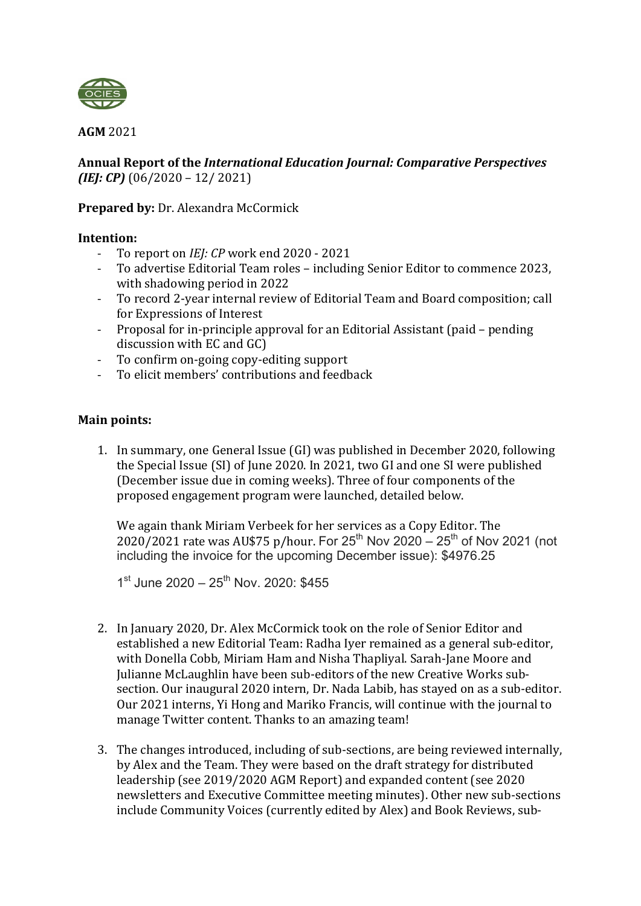**AGM** 2021

**Annual Report of the *International Education Journal: Comparative Perspectives (IEJ: CP)*** (06/2020 – 12/ 2021)

**Prepared by:** Dr. Alexandra McCormick

**Intention:**

- To report on *IEJ: CP* work end 2020 - 2021
- To advertise Editorial Team roles – including Senior Editor to commence 2023, with shadowing period in 2022
- To record 2-year internal review of Editorial Team and Board composition; call for Expressions of Interest
- Proposal for in-principle approval for an Editorial Assistant (paid – pending discussion with EC and GC)
- To confirm on-going copy-editing support
- To elicit members' contributions and feedback

**Main points:**

1. In summary, one General Issue (GI) was published in December 2020, following the Special Issue (SI) of June 2020. In 2021, two GI and one SI were published (December issue due in coming weeks). Three of four components of the proposed engagement program were launched, detailed below.

   We again thank Miriam Verbeek for her services as a Copy Editor. The 2020/2021 rate was AU$75 p/hour. For 25th Nov 2020 – 25th of Nov 2021 (not including the invoice for the upcoming December issue): $4976.25

   1st June 2020 – 25th Nov. 2020: $455

2. In January 2020, Dr. Alex McCormick took on the role of Senior Editor and established a new Editorial Team: Radha Iyer remained as a general sub-editor, with Donella Cobb, Miriam Ham and Nisha Thapliyal. Sarah-Jane Moore and Julianne McLaughlin have been sub-editors of the new Creative Works sub-section. Our inaugural 2020 intern, Dr. Nada Labib, has stayed on as a sub-editor. Our 2021 interns, Yi Hong and Mariko Francis, will continue with the journal to manage Twitter content. Thanks to an amazing team!

3. The changes introduced, including of sub-sections, are being reviewed internally, by Alex and the Team. They were based on the draft strategy for distributed leadership (see 2019/2020 AGM Report) and expanded content (see 2020 newsletters and Executive Committee meeting minutes). Other new sub-sections include Community Voices (currently edited by Alex) and Book Reviews, sub-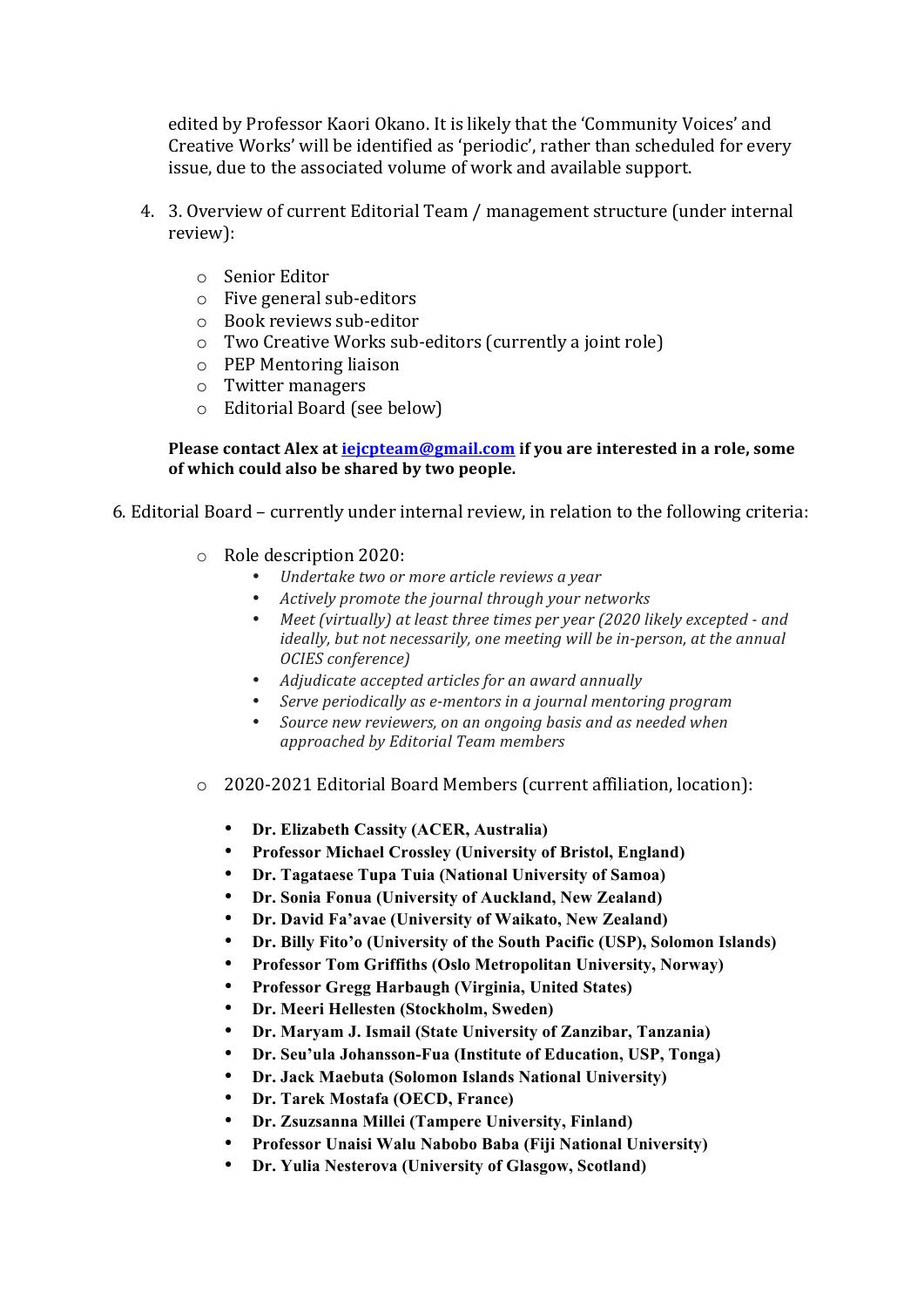edited by Professor Kaori Okano. It is likely that the 'Community Voices' and Creative Works' will be identified as 'periodic', rather than scheduled for every issue, due to the associated volume of work and available support.

4. 3. Overview of current Editorial Team / management structure (under internal review):

    - Senior Editor
    - Five general sub-editors
    - Book reviews sub-editor
    - Two Creative Works sub-editors (currently a joint role)
    - PEP Mentoring liaison
    - Twitter managers
    - Editorial Board (see below)

    **Please contact Alex at [iejcpteam@gmail.com](mailto:iejcpteam@gmail.com) if you are interested in a role, some of which could also be shared by two people.**

6. Editorial Board – currently under internal review, in relation to the following criteria:

    - Role description 2020:
        - *Undertake two or more article reviews a year*
        - *Actively promote the journal through your networks*
        - *Meet (virtually) at least three times per year (2020 likely excepted - and ideally, but not necessarily, one meeting will be in-person, at the annual OCIES conference)*
        - *Adjudicate accepted articles for an award annually*
        - *Serve periodically as e-mentors in a journal mentoring program*
        - *Source new reviewers, on an ongoing basis and as needed when approached by Editorial Team members*

    - 2020-2021 Editorial Board Members (current affiliation, location):
        - **Dr. Elizabeth Cassity (ACER, Australia)**
        - **Professor Michael Crossley (University of Bristol, England)**
        - **Dr. Tagataese Tupa Tuia (National University of Samoa)**
        - **Dr. Sonia Fonua (University of Auckland, New Zealand)**
        - **Dr. David Fa'avae (University of Waikato, New Zealand)**
        - **Dr. Billy Fito'o (University of the South Pacific (USP), Solomon Islands)**
        - **Professor Tom Griffiths (Oslo Metropolitan University, Norway)**
        - **Professor Gregg Harbaugh (Virginia, United States)**
        - **Dr. Meeri Hellesten (Stockholm, Sweden)**
        - **Dr. Maryam J. Ismail (State University of Zanzibar, Tanzania)**
        - **Dr. Seu'ula Johansson-Fua (Institute of Education, USP, Tonga)**
        - **Dr. Jack Maebuta (Solomon Islands National University)**
        - **Dr. Tarek Mostafa (OECD, France)**
        - **Dr. Zsuzsanna Millei (Tampere University, Finland)**
        - **Professor Unaisi Walu Nabobo Baba (Fiji National University)**
        - **Dr. Yulia Nesterova (University of Glasgow, Scotland)**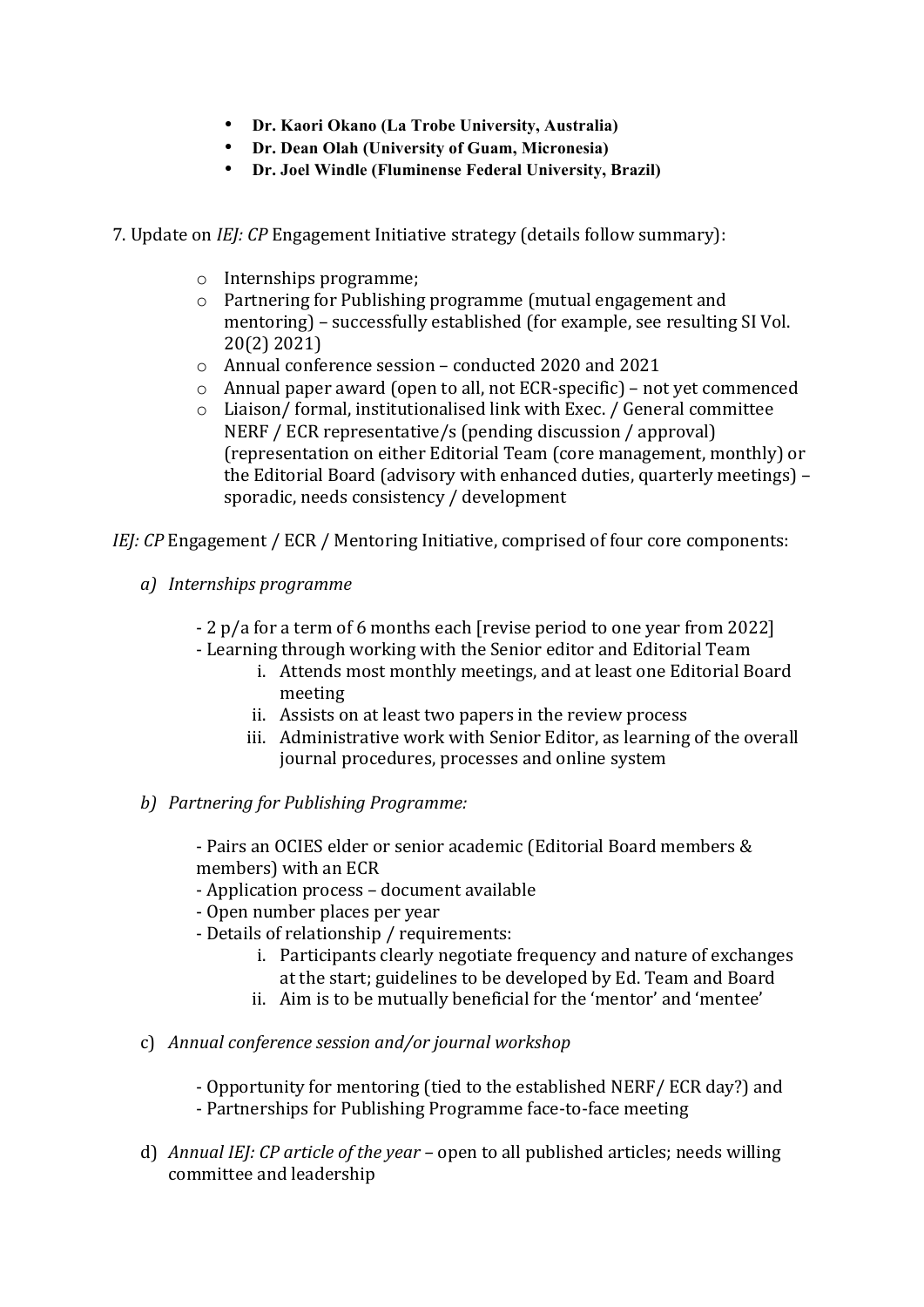- **Dr. Kaori Okano (La Trobe University, Australia)**
- **Dr. Dean Olah (University of Guam, Micronesia)**
- **Dr. Joel Windle (Fluminense Federal University, Brazil)**

7. Update on *IEJ: CP* Engagement Initiative strategy (details follow summary):

   - Internships programme;
   - Partnering for Publishing programme (mutual engagement and mentoring) – successfully established (for example, see resulting SI Vol. 20(2) 2021)
   - Annual conference session – conducted 2020 and 2021
   - Annual paper award (open to all, not ECR-specific) – not yet commenced
   - Liaison/ formal, institutionalised link with Exec. / General committee NERF / ECR representative/s (pending discussion / approval) (representation on either Editorial Team (core management, monthly) or the Editorial Board (advisory with enhanced duties, quarterly meetings) – sporadic, needs consistency / development

*IEJ: CP* Engagement / ECR / Mentoring Initiative, comprised of four core components:

a) *Internships programme*

   - 2 p/a for a term of 6 months each [revise period to one year from 2022]
   - Learning through working with the Senior editor and Editorial Team
     1. Attends most monthly meetings, and at least one Editorial Board meeting
     2. Assists on at least two papers in the review process
     3. Administrative work with Senior Editor, as learning of the overall journal procedures, processes and online system

b) *Partnering for Publishing Programme:*

   - Pairs an OCIES elder or senior academic (Editorial Board members & members) with an ECR
   - Application process – document available
   - Open number places per year
   - Details of relationship / requirements:
     1. Participants clearly negotiate frequency and nature of exchanges at the start; guidelines to be developed by Ed. Team and Board
     2. Aim is to be mutually beneficial for the 'mentor' and 'mentee'

c) *Annual conference session and/or journal workshop*

   - Opportunity for mentoring (tied to the established NERF/ ECR day?) and
   - Partnerships for Publishing Programme face-to-face meeting

d) *Annual IEJ: CP article of the year* – open to all published articles; needs willing committee and leadership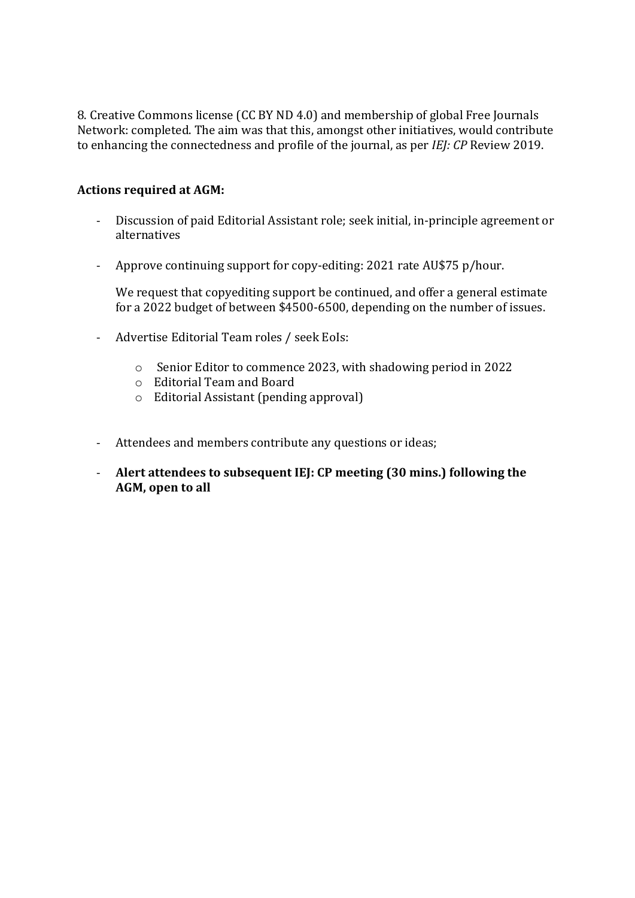8. Creative Commons license (CC BY ND 4.0) and membership of global Free Journals Network: completed. The aim was that this, amongst other initiatives, would contribute to enhancing the connectedness and profile of the journal, as per *IEJ: CP* Review 2019.

**Actions required at AGM:**

- Discussion of paid Editorial Assistant role; seek initial, in-principle agreement or alternatives

- Approve continuing support for copy-editing: 2021 rate AU$75 p/hour.

  We request that copyediting support be continued, and offer a general estimate for a 2022 budget of between $4500-6500, depending on the number of issues.

- Advertise Editorial Team roles / seek EoIs:

  - Senior Editor to commence 2023, with shadowing period in 2022
  - Editorial Team and Board
  - Editorial Assistant (pending approval)

- Attendees and members contribute any questions or ideas;

- **Alert attendees to subsequent IEJ: CP meeting (30 mins.) following the AGM, open to all**